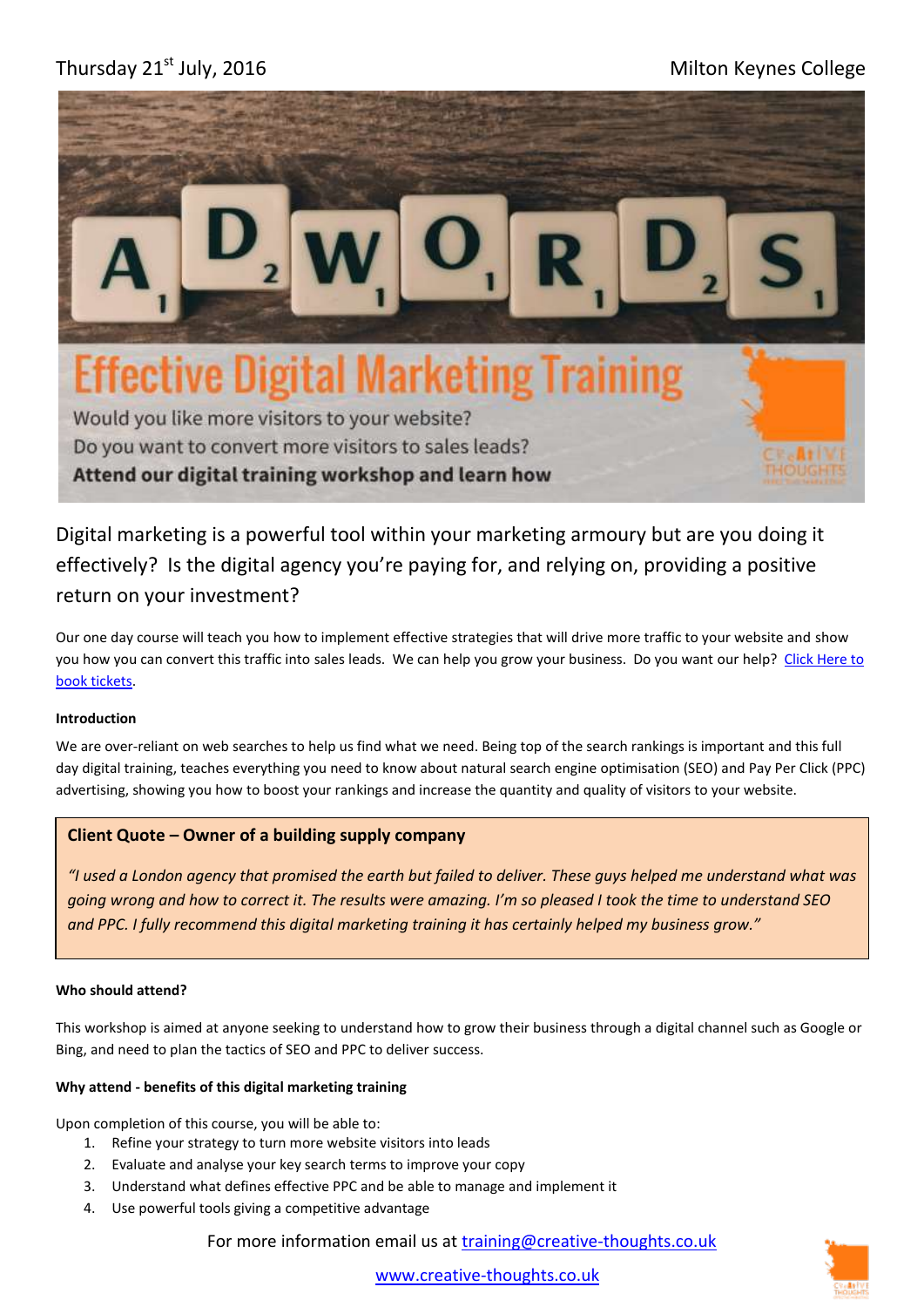Thursday 21st July, 2016 Milton Keynes College

# Effective Digital Marketing Training

Would you like more visitors to your website?
Do you want to convert more visitors to sales leads?
**Attend our digital training workshop and learn how**

Digital marketing is a powerful tool within your marketing armoury but are you doing it effectively? Is the digital agency you're paying for, and relying on, providing a positive return on your investment?

Our one day course will teach you how to implement effective strategies that will drive more traffic to your website and show you how you can convert this traffic into sales leads. We can help you grow your business. Do you want our help? Click Here to book tickets.

**Introduction**

We are over-reliant on web searches to help us find what we need. Being top of the search rankings is important and this full day digital training, teaches everything you need to know about natural search engine optimisation (SEO) and Pay Per Click (PPC) advertising, showing you how to boost your rankings and increase the quantity and quality of visitors to your website.

> **Client Quote – Owner of a building supply company**
>
> *"I used a London agency that promised the earth but failed to deliver. These guys helped me understand what was going wrong and how to correct it. The results were amazing. I'm so pleased I took the time to understand SEO and PPC. I fully recommend this digital marketing training it has certainly helped my business grow."*

**Who should attend?**

This workshop is aimed at anyone seeking to understand how to grow their business through a digital channel such as Google or Bing, and need to plan the tactics of SEO and PPC to deliver success.

**Why attend - benefits of this digital marketing training**

Upon completion of this course, you will be able to:

1. Refine your strategy to turn more website visitors into leads
2. Evaluate and analyse your key search terms to improve your copy
3. Understand what defines effective PPC and be able to manage and implement it
4. Use powerful tools giving a competitive advantage

For more information email us at training@creative-thoughts.co.uk

www.creative-thoughts.co.uk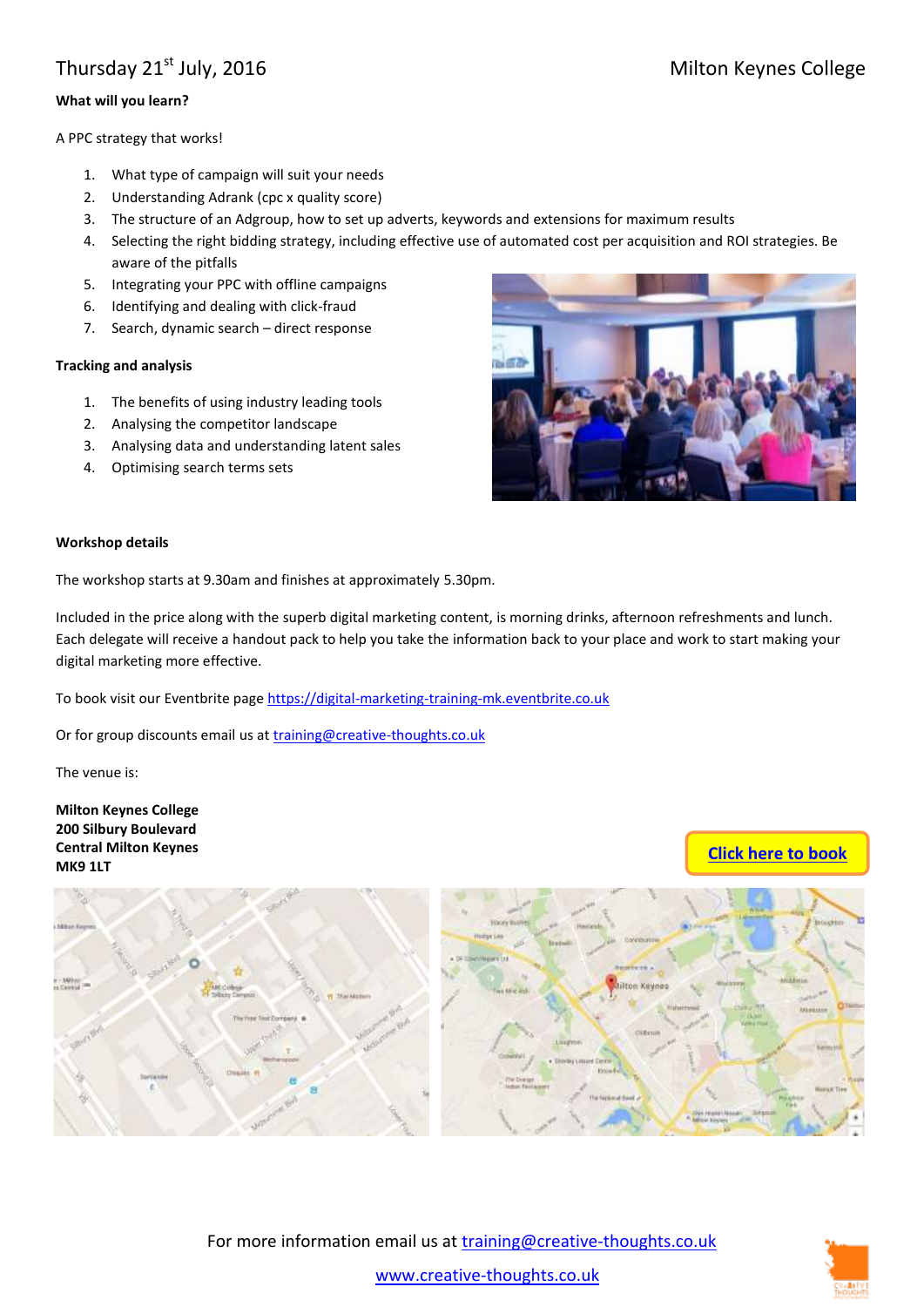Thursday 21st July, 2016

Milton Keynes College

**What will you learn?**

A PPC strategy that works!

1. What type of campaign will suit your needs
2. Understanding Adrank (cpc x quality score)
3. The structure of an Adgroup, how to set up adverts, keywords and extensions for maximum results
4. Selecting the right bidding strategy, including effective use of automated cost per acquisition and ROI strategies. Be aware of the pitfalls
5. Integrating your PPC with offline campaigns
6. Identifying and dealing with click-fraud
7. Search, dynamic search – direct response

**Tracking and analysis**

1. The benefits of using industry leading tools
2. Analysing the competitor landscape
3. Analysing data and understanding latent sales
4. Optimising search terms sets

**Workshop details**

The workshop starts at 9.30am and finishes at approximately 5.30pm.

Included in the price along with the superb digital marketing content, is morning drinks, afternoon refreshments and lunch. Each delegate will receive a handout pack to help you take the information back to your place and work to start making your digital marketing more effective.

To book visit our Eventbrite page https://digital-marketing-training-mk.eventbrite.co.uk

Or for group discounts email us at training@creative-thoughts.co.uk

The venue is:

**Milton Keynes College**
**200 Silbury Boulevard**
**Central Milton Keynes**
**MK9 1LT**

**Click here to book**

For more information email us at training@creative-thoughts.co.uk

www.creative-thoughts.co.uk